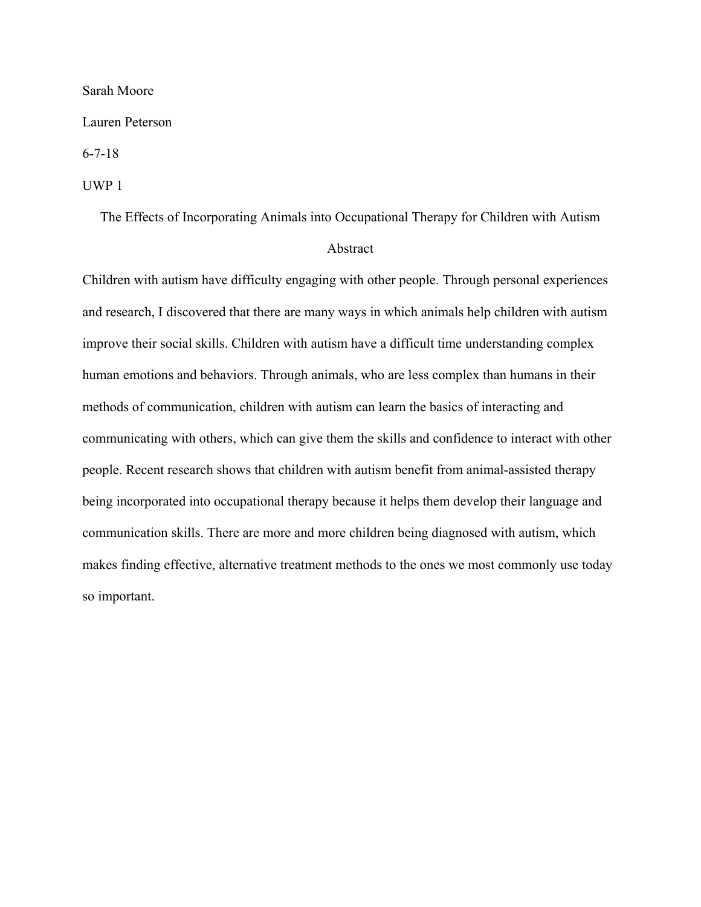Sarah Moore

Lauren Peterson

6-7-18

UWP 1

# The Effects of Incorporating Animals into Occupational Therapy for Children with Autism

## Abstract

Children with autism have difficulty engaging with other people. Through personal experiences and research, I discovered that there are many ways in which animals help children with autism improve their social skills. Children with autism have a difficult time understanding complex human emotions and behaviors. Through animals, who are less complex than humans in their methods of communication, children with autism can learn the basics of interacting and communicating with others, which can give them the skills and confidence to interact with other people. Recent research shows that children with autism benefit from animal-assisted therapy being incorporated into occupational therapy because it helps them develop their language and communication skills. There are more and more children being diagnosed with autism, which makes finding effective, alternative treatment methods to the ones we most commonly use today so important.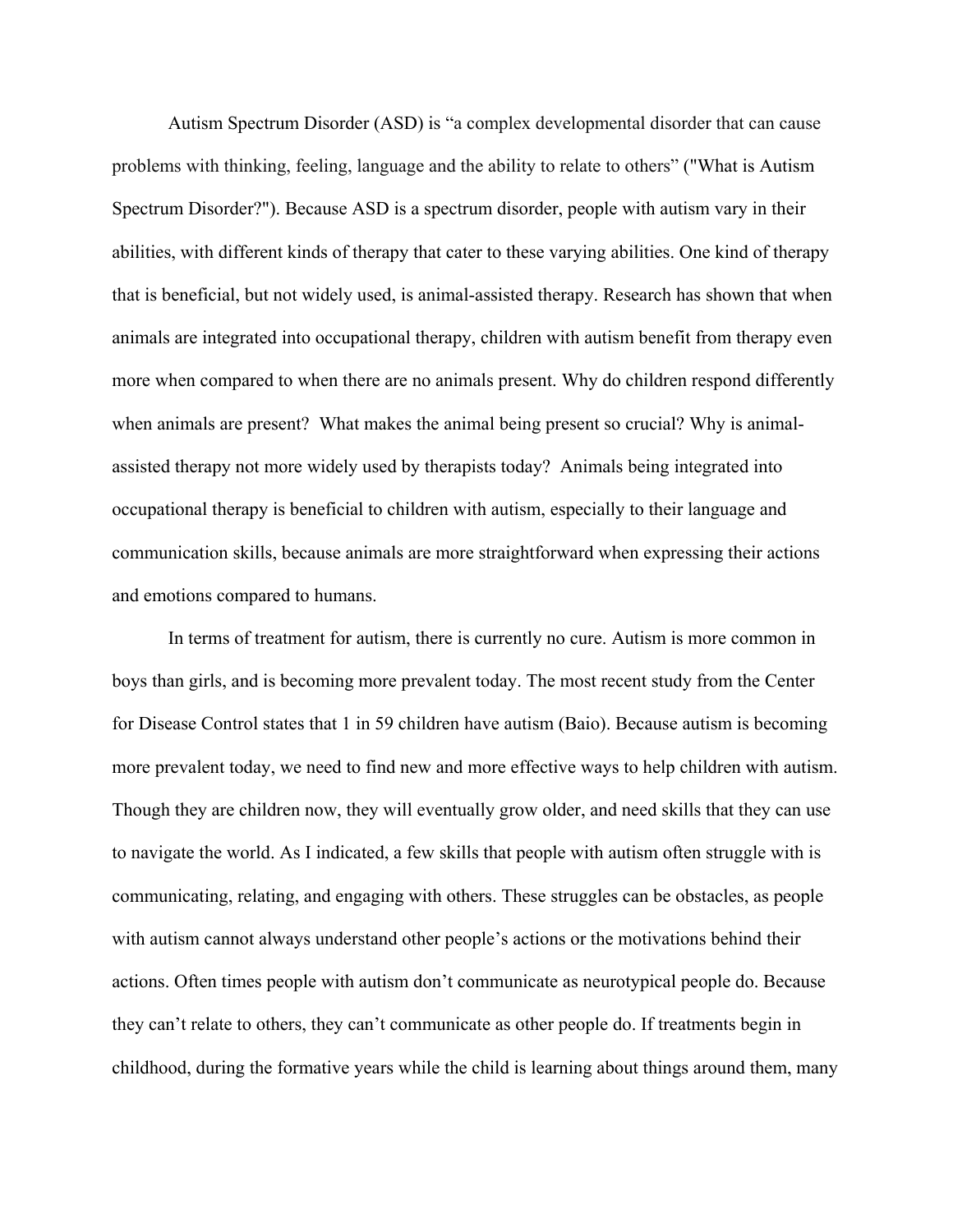Autism Spectrum Disorder (ASD) is "a complex developmental disorder that can cause problems with thinking, feeling, language and the ability to relate to others" ("What is Autism Spectrum Disorder?"). Because ASD is a spectrum disorder, people with autism vary in their abilities, with different kinds of therapy that cater to these varying abilities. One kind of therapy that is beneficial, but not widely used, is animal-assisted therapy. Research has shown that when animals are integrated into occupational therapy, children with autism benefit from therapy even more when compared to when there are no animals present. Why do children respond differently when animals are present?  What makes the animal being present so crucial? Why is animal-assisted therapy not more widely used by therapists today?  Animals being integrated into occupational therapy is beneficial to children with autism, especially to their language and communication skills, because animals are more straightforward when expressing their actions and emotions compared to humans.

In terms of treatment for autism, there is currently no cure. Autism is more common in boys than girls, and is becoming more prevalent today. The most recent study from the Center for Disease Control states that 1 in 59 children have autism (Baio). Because autism is becoming more prevalent today, we need to find new and more effective ways to help children with autism. Though they are children now, they will eventually grow older, and need skills that they can use to navigate the world. As I indicated, a few skills that people with autism often struggle with is communicating, relating, and engaging with others. These struggles can be obstacles, as people with autism cannot always understand other people's actions or the motivations behind their actions. Often times people with autism don't communicate as neurotypical people do. Because they can't relate to others, they can't communicate as other people do. If treatments begin in childhood, during the formative years while the child is learning about things around them, many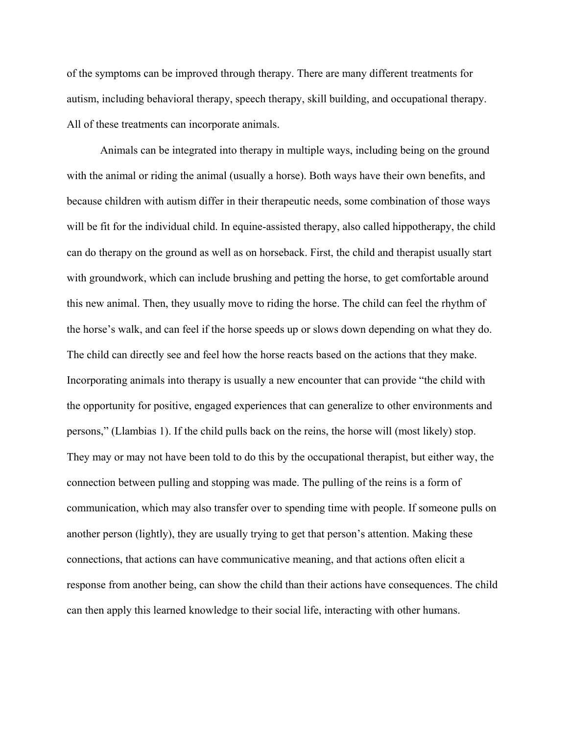of the symptoms can be improved through therapy. There are many different treatments for autism, including behavioral therapy, speech therapy, skill building, and occupational therapy. All of these treatments can incorporate animals.

Animals can be integrated into therapy in multiple ways, including being on the ground with the animal or riding the animal (usually a horse). Both ways have their own benefits, and because children with autism differ in their therapeutic needs, some combination of those ways will be fit for the individual child. In equine-assisted therapy, also called hippotherapy, the child can do therapy on the ground as well as on horseback. First, the child and therapist usually start with groundwork, which can include brushing and petting the horse, to get comfortable around this new animal. Then, they usually move to riding the horse. The child can feel the rhythm of the horse's walk, and can feel if the horse speeds up or slows down depending on what they do. The child can directly see and feel how the horse reacts based on the actions that they make. Incorporating animals into therapy is usually a new encounter that can provide "the child with the opportunity for positive, engaged experiences that can generalize to other environments and persons," (Llambias 1). If the child pulls back on the reins, the horse will (most likely) stop. They may or may not have been told to do this by the occupational therapist, but either way, the connection between pulling and stopping was made. The pulling of the reins is a form of communication, which may also transfer over to spending time with people. If someone pulls on another person (lightly), they are usually trying to get that person's attention. Making these connections, that actions can have communicative meaning, and that actions often elicit a response from another being, can show the child than their actions have consequences. The child can then apply this learned knowledge to their social life, interacting with other humans.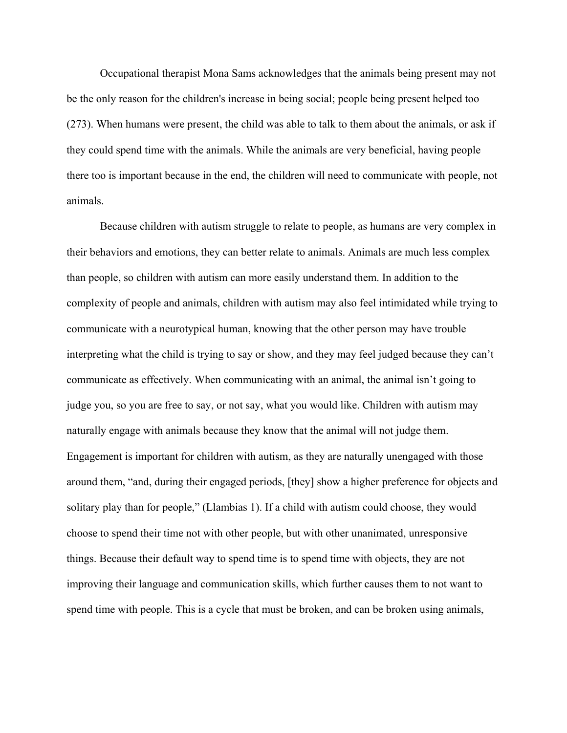Occupational therapist Mona Sams acknowledges that the animals being present may not be the only reason for the children's increase in being social; people being present helped too (273). When humans were present, the child was able to talk to them about the animals, or ask if they could spend time with the animals. While the animals are very beneficial, having people there too is important because in the end, the children will need to communicate with people, not animals.

Because children with autism struggle to relate to people, as humans are very complex in their behaviors and emotions, they can better relate to animals. Animals are much less complex than people, so children with autism can more easily understand them. In addition to the complexity of people and animals, children with autism may also feel intimidated while trying to communicate with a neurotypical human, knowing that the other person may have trouble interpreting what the child is trying to say or show, and they may feel judged because they can't communicate as effectively. When communicating with an animal, the animal isn't going to judge you, so you are free to say, or not say, what you would like. Children with autism may naturally engage with animals because they know that the animal will not judge them. Engagement is important for children with autism, as they are naturally unengaged with those around them, "and, during their engaged periods, [they] show a higher preference for objects and solitary play than for people," (Llambias 1). If a child with autism could choose, they would choose to spend their time not with other people, but with other unanimated, unresponsive things. Because their default way to spend time is to spend time with objects, they are not improving their language and communication skills, which further causes them to not want to spend time with people. This is a cycle that must be broken, and can be broken using animals,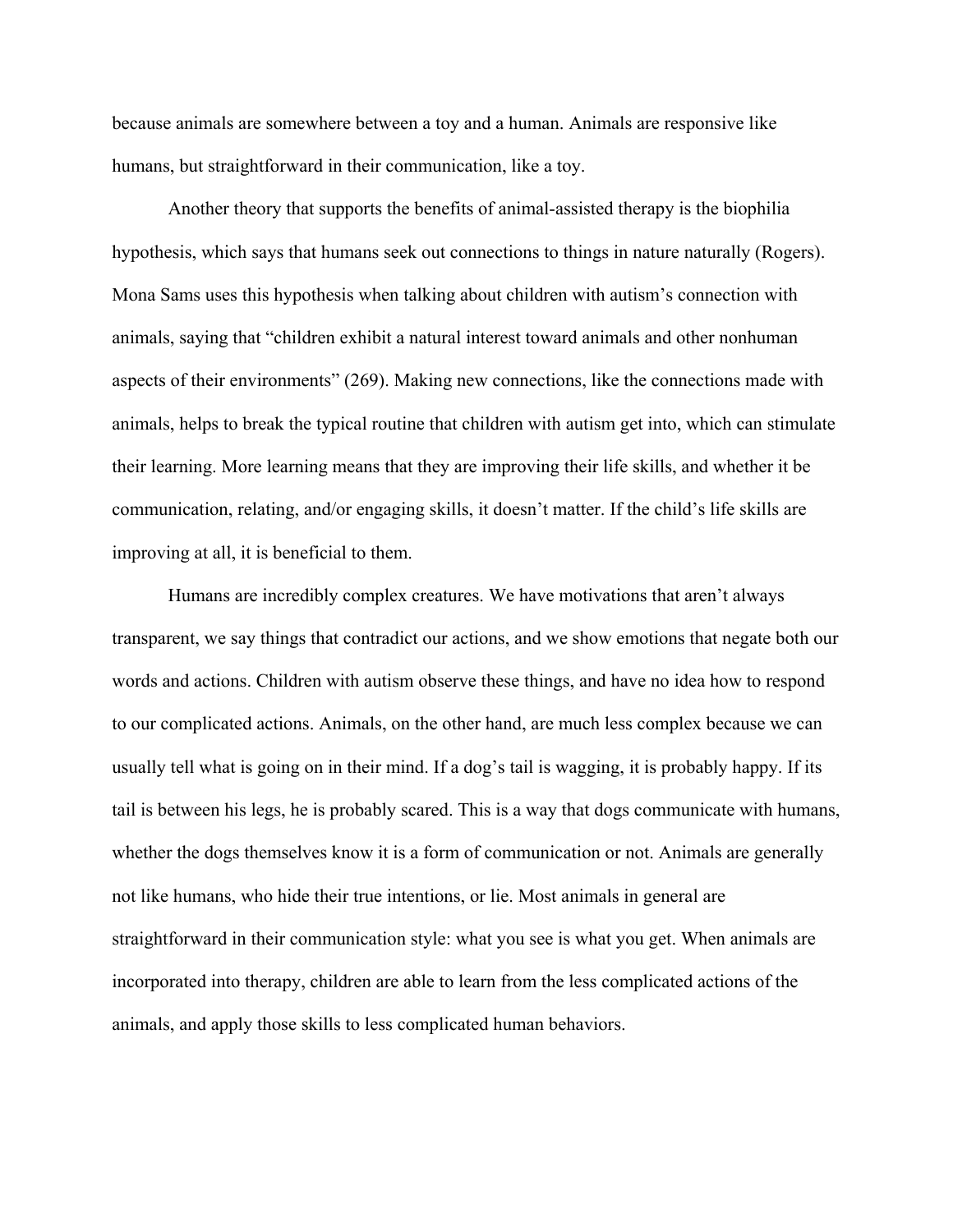because animals are somewhere between a toy and a human. Animals are responsive like humans, but straightforward in their communication, like a toy.

Another theory that supports the benefits of animal-assisted therapy is the biophilia hypothesis, which says that humans seek out connections to things in nature naturally (Rogers). Mona Sams uses this hypothesis when talking about children with autism's connection with animals, saying that "children exhibit a natural interest toward animals and other nonhuman aspects of their environments" (269). Making new connections, like the connections made with animals, helps to break the typical routine that children with autism get into, which can stimulate their learning. More learning means that they are improving their life skills, and whether it be communication, relating, and/or engaging skills, it doesn't matter. If the child's life skills are improving at all, it is beneficial to them.

Humans are incredibly complex creatures. We have motivations that aren't always transparent, we say things that contradict our actions, and we show emotions that negate both our words and actions. Children with autism observe these things, and have no idea how to respond to our complicated actions. Animals, on the other hand, are much less complex because we can usually tell what is going on in their mind. If a dog's tail is wagging, it is probably happy. If its tail is between his legs, he is probably scared. This is a way that dogs communicate with humans, whether the dogs themselves know it is a form of communication or not. Animals are generally not like humans, who hide their true intentions, or lie. Most animals in general are straightforward in their communication style: what you see is what you get. When animals are incorporated into therapy, children are able to learn from the less complicated actions of the animals, and apply those skills to less complicated human behaviors.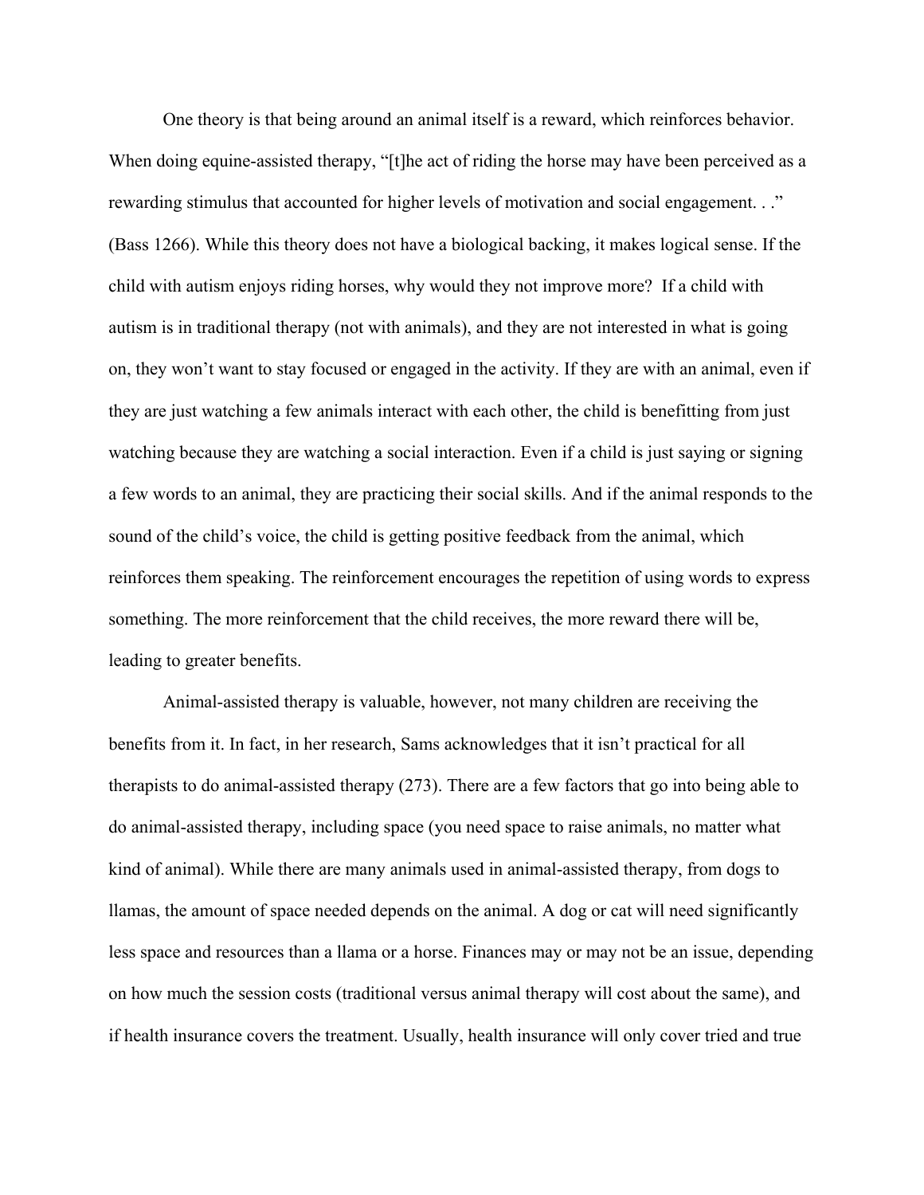One theory is that being around an animal itself is a reward, which reinforces behavior. When doing equine-assisted therapy, "[t]he act of riding the horse may have been perceived as a rewarding stimulus that accounted for higher levels of motivation and social engagement. . ." (Bass 1266). While this theory does not have a biological backing, it makes logical sense. If the child with autism enjoys riding horses, why would they not improve more? If a child with autism is in traditional therapy (not with animals), and they are not interested in what is going on, they won't want to stay focused or engaged in the activity. If they are with an animal, even if they are just watching a few animals interact with each other, the child is benefitting from just watching because they are watching a social interaction. Even if a child is just saying or signing a few words to an animal, they are practicing their social skills. And if the animal responds to the sound of the child's voice, the child is getting positive feedback from the animal, which reinforces them speaking. The reinforcement encourages the repetition of using words to express something. The more reinforcement that the child receives, the more reward there will be, leading to greater benefits.

Animal-assisted therapy is valuable, however, not many children are receiving the benefits from it. In fact, in her research, Sams acknowledges that it isn't practical for all therapists to do animal-assisted therapy (273). There are a few factors that go into being able to do animal-assisted therapy, including space (you need space to raise animals, no matter what kind of animal). While there are many animals used in animal-assisted therapy, from dogs to llamas, the amount of space needed depends on the animal. A dog or cat will need significantly less space and resources than a llama or a horse. Finances may or may not be an issue, depending on how much the session costs (traditional versus animal therapy will cost about the same), and if health insurance covers the treatment. Usually, health insurance will only cover tried and true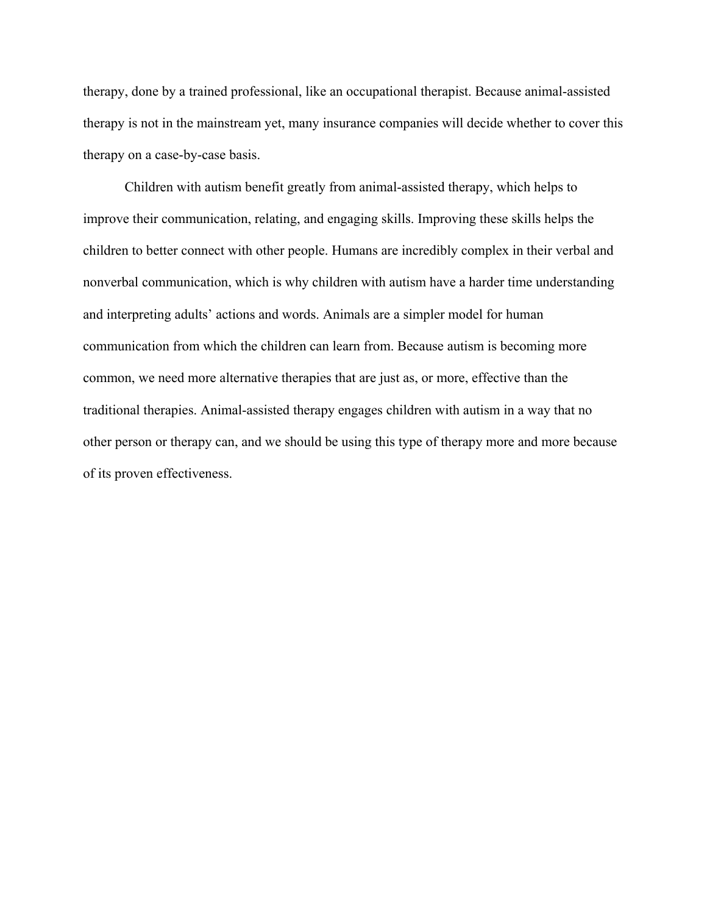therapy, done by a trained professional, like an occupational therapist. Because animal-assisted therapy is not in the mainstream yet, many insurance companies will decide whether to cover this therapy on a case-by-case basis.

Children with autism benefit greatly from animal-assisted therapy, which helps to improve their communication, relating, and engaging skills. Improving these skills helps the children to better connect with other people. Humans are incredibly complex in their verbal and nonverbal communication, which is why children with autism have a harder time understanding and interpreting adults' actions and words. Animals are a simpler model for human communication from which the children can learn from. Because autism is becoming more common, we need more alternative therapies that are just as, or more, effective than the traditional therapies. Animal-assisted therapy engages children with autism in a way that no other person or therapy can, and we should be using this type of therapy more and more because of its proven effectiveness.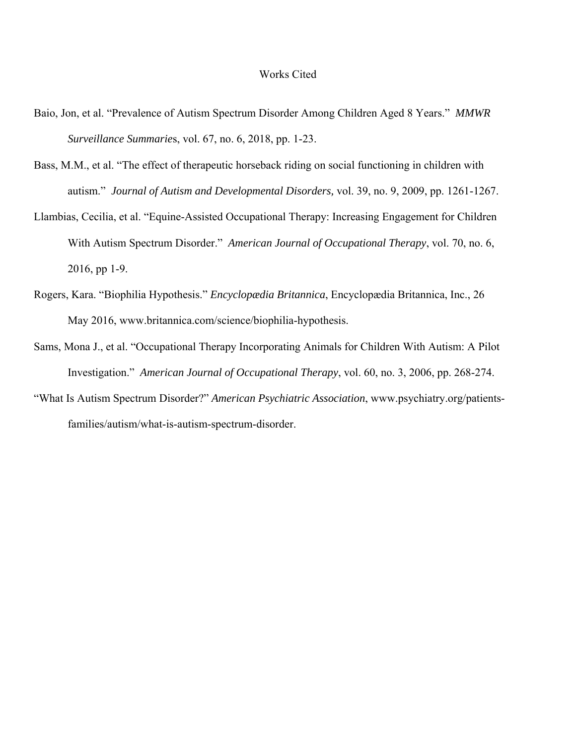# Works Cited

Baio, Jon, et al. "Prevalence of Autism Spectrum Disorder Among Children Aged 8 Years." *MMWR Surveillance Summaries*, vol. 67, no. 6, 2018, pp. 1-23.

Bass, M.M., et al. "The effect of therapeutic horseback riding on social functioning in children with autism." *Journal of Autism and Developmental Disorders,* vol. 39, no. 9, 2009, pp. 1261-1267.

Llambias, Cecilia, et al. "Equine-Assisted Occupational Therapy: Increasing Engagement for Children With Autism Spectrum Disorder." *American Journal of Occupational Therapy*, vol. 70, no. 6, 2016, pp 1-9.

Rogers, Kara. "Biophilia Hypothesis." *Encyclopædia Britannica*, Encyclopædia Britannica, Inc., 26 May 2016, www.britannica.com/science/biophilia-hypothesis.

Sams, Mona J., et al. "Occupational Therapy Incorporating Animals for Children With Autism: A Pilot Investigation." *American Journal of Occupational Therapy*, vol. 60, no. 3, 2006, pp. 268-274.

"What Is Autism Spectrum Disorder?" *American Psychiatric Association*, www.psychiatry.org/patients-families/autism/what-is-autism-spectrum-disorder.